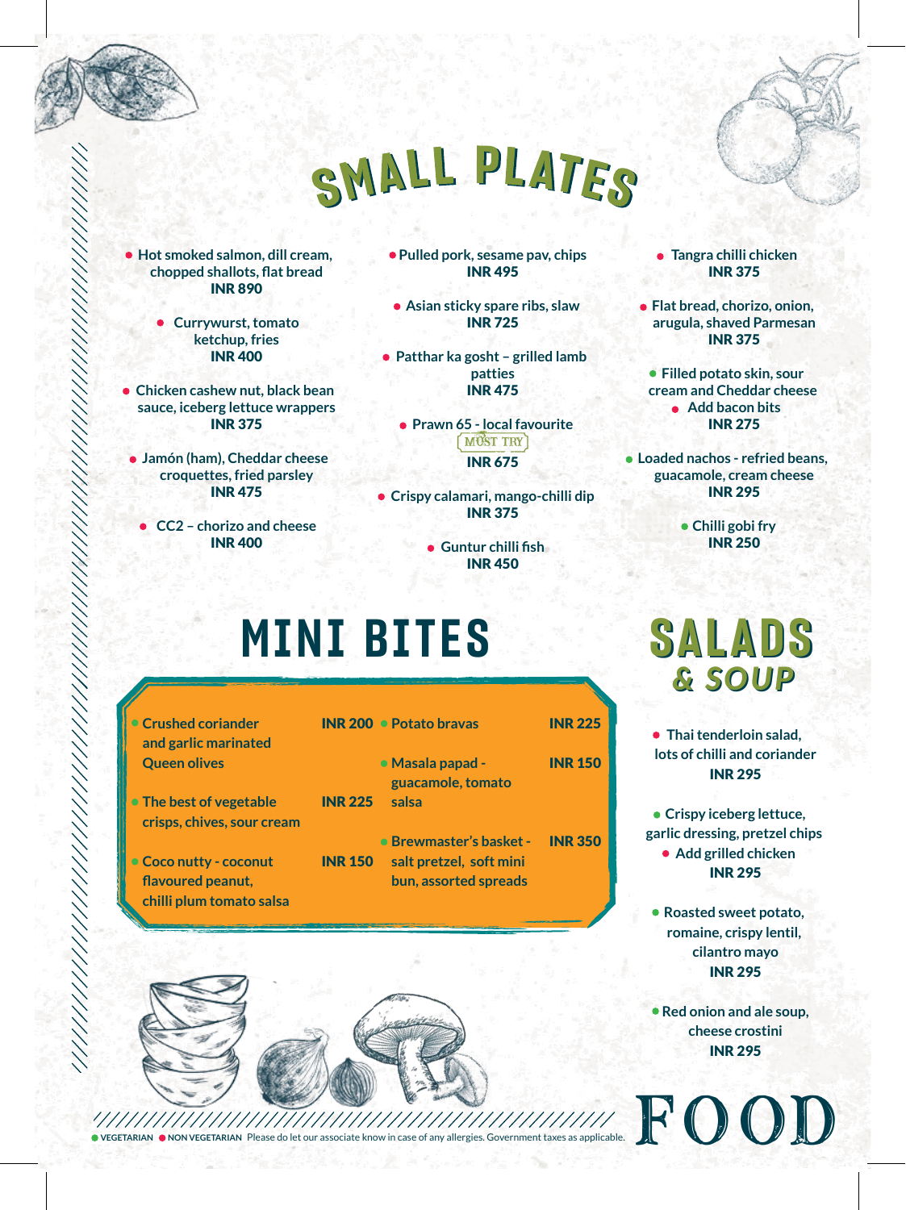# SMALL PLATES

- Hot smoked salmon, dill cream, chopped shallots, flat bread
  **INR 890**
- Currywurst, tomato ketchup, fries
  **INR 400**
- Chicken cashew nut, black bean sauce, iceberg lettuce wrappers
  **INR 375**
- Jamón (ham), Cheddar cheese croquettes, fried parsley
  **INR 475**
- CC2 – chorizo and cheese
  **INR 400**
- Pulled pork, sesame pav, chips
  **INR 495**
- Asian sticky spare ribs, slaw
  **INR 725**
- Patthar ka gosht – grilled lamb patties
  **INR 475**
- Prawn 65 - local favourite
  MUST TRY
  **INR 675**
- Crispy calamari, mango-chilli dip
  **INR 375**
- Guntur chilli fish
  **INR 450**
- Tangra chilli chicken
  **INR 375**
- Flat bread, chorizo, onion, arugula, shaved Parmesan
  **INR 375**
- Filled potato skin, sour cream and Cheddar cheese
  - Add bacon bits

  **INR 275**
- Loaded nachos - refried beans, guacamole, cream cheese
  **INR 295**
- Chilli gobi fry
  **INR 250**

# MINI BITES

| Item | Price |
| --- | --- |
| Crushed coriander and garlic marinated Queen olives | INR 200 |
| The best of vegetable crisps, chives, sour cream | INR 225 |
| Coco nutty - coconut flavoured peanut, chilli plum tomato salsa | INR 150 |
| Potato bravas | INR 225 |
| Masala papad - guacamole, tomato salsa | INR 150 |
| Brewmaster's basket - salt pretzel, soft mini bun, assorted spreads | INR 350 |

# SALADS & SOUP

- Thai tenderloin salad, lots of chilli and coriander
  **INR 295**
- Crispy iceberg lettuce, garlic dressing, pretzel chips
  - Add grilled chicken

  **INR 295**
- Roasted sweet potato, romaine, crispy lentil, cilantro mayo
  **INR 295**
- Red onion and ale soup, cheese crostini
  **INR 295**

VEGETARIAN NON VEGETARIAN Please do let our associate know in case of any allergies. Government taxes as applicable.

FOOD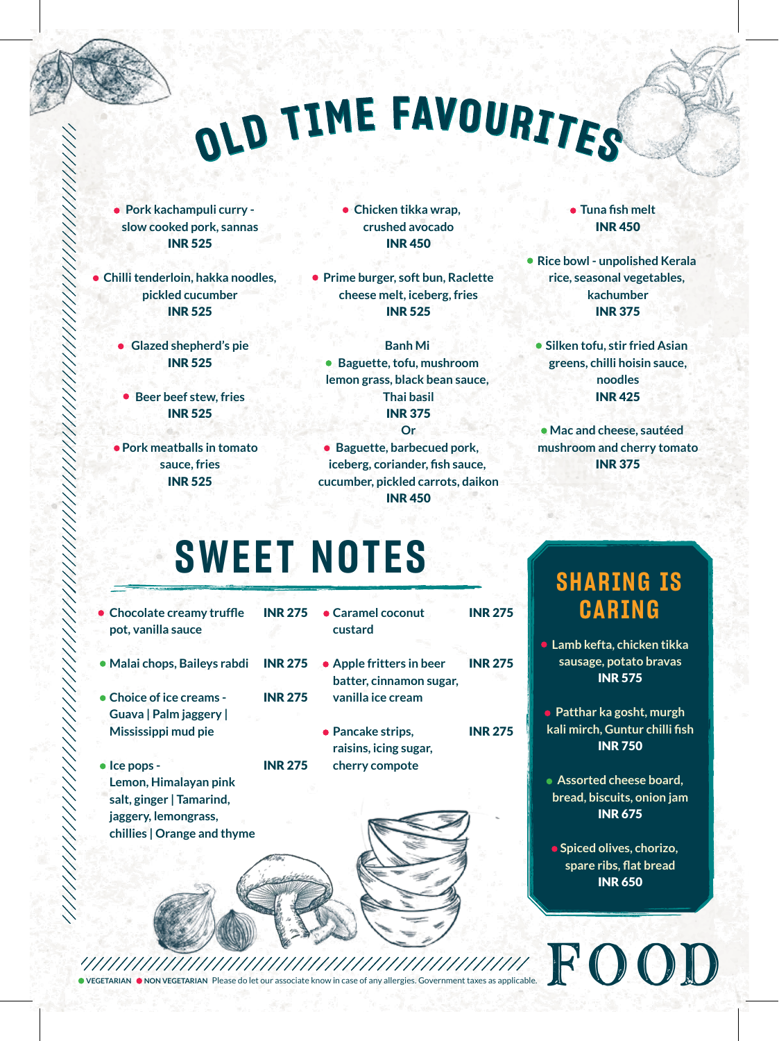# OLD TIME FAVOURITES

- **Pork kachampuli curry - slow cooked pork, sannas**
  **INR 525**
- **Chilli tenderloin, hakka noodles, pickled cucumber**
  **INR 525**
- **Glazed shepherd's pie**
  **INR 525**
- **Beer beef stew, fries**
  **INR 525**
- **Pork meatballs in tomato sauce, fries**
  **INR 525**

- **Chicken tikka wrap, crushed avocado**
  **INR 450**
- **Prime burger, soft bun, Raclette cheese melt, iceberg, fries**
  **INR 525**

**Banh Mi**

- **Baguette, tofu, mushroom lemon grass, black bean sauce, Thai basil**
  **INR 375**

**Or**

- **Baguette, barbecued pork, iceberg, coriander, fish sauce, cucumber, pickled carrots, daikon**
  **INR 450**

- **Tuna fish melt**
  **INR 450**
- **Rice bowl - unpolished Kerala rice, seasonal vegetables, kachumber**
  **INR 375**
- **Silken tofu, stir fried Asian greens, chilli hoisin sauce, noodles**
  **INR 425**
- **Mac and cheese, sautéed mushroom and cherry tomato**
  **INR 375**

# SWEET NOTES

- **Chocolate creamy truffle pot, vanilla sauce** — **INR 275**
- **Malai chops, Baileys rabdi** — **INR 275**
- **Choice of ice creams - Guava | Palm jaggery | Mississippi mud pie** — **INR 275**
- **Ice pops - Lemon, Himalayan pink salt, ginger | Tamarind, jaggery, lemongrass, chillies | Orange and thyme** — **INR 275**
- **Caramel coconut custard** — **INR 275**
- **Apple fritters in beer batter, cinnamon sugar, vanilla ice cream** — **INR 275**
- **Pancake strips, raisins, icing sugar, cherry compote** — **INR 275**

# SHARING IS CARING

- **Lamb kefta, chicken tikka sausage, potato bravas**
  **INR 575**
- **Patthar ka gosht, murgh kali mirch, Guntur chilli fish**
  **INR 750**
- **Assorted cheese board, bread, biscuits, onion jam**
  **INR 675**
- **Spiced olives, chorizo, spare ribs, flat bread**
  **INR 650**

# FOOD

● **VEGETARIAN** ● **NON VEGETARIAN** Please do let our associate know in case of any allergies. Government taxes as applicable.